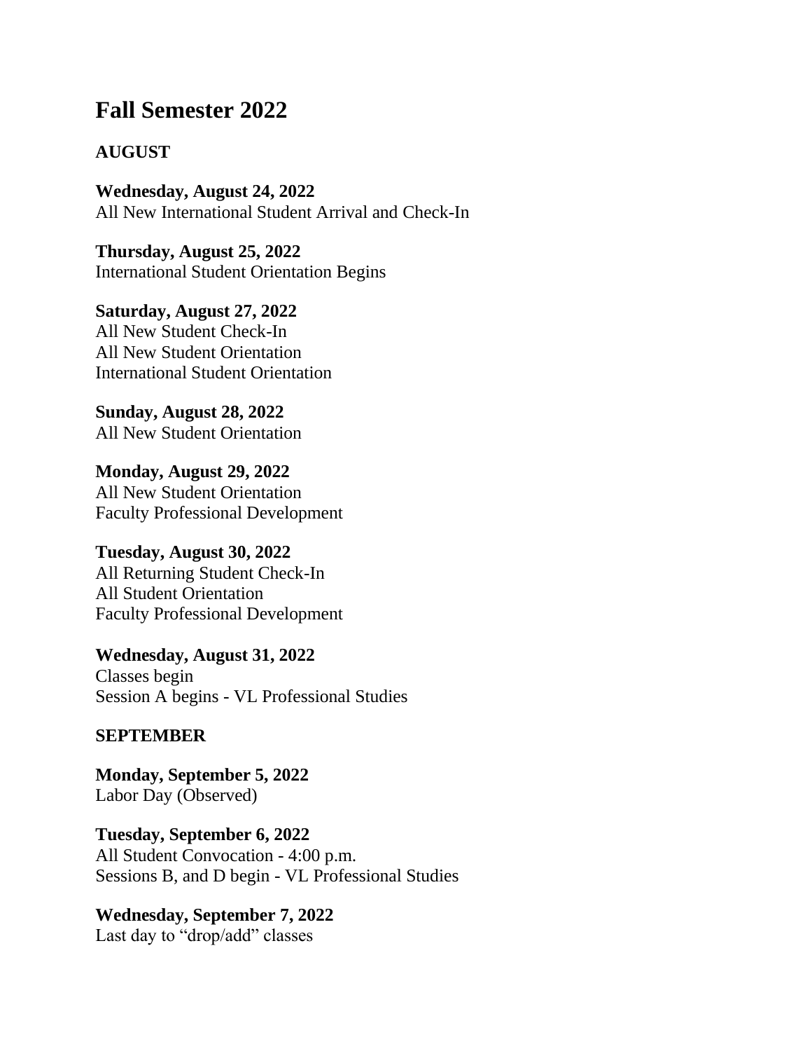# Fall Semester 2022

## AUGUST

**Wednesday, August 24, 2022**
All New International Student Arrival and Check-In

**Thursday, August 25, 2022**
International Student Orientation Begins

**Saturday, August 27, 2022**
All New Student Check-In
All New Student Orientation
International Student Orientation

**Sunday, August 28, 2022**
All New Student Orientation

**Monday, August 29, 2022**
All New Student Orientation
Faculty Professional Development

**Tuesday, August 30, 2022**
All Returning Student Check-In
All Student Orientation
Faculty Professional Development

**Wednesday, August 31, 2022**
Classes begin
Session A begins - VL Professional Studies

## SEPTEMBER

**Monday, September 5, 2022**
Labor Day (Observed)

**Tuesday, September 6, 2022**
All Student Convocation - 4:00 p.m.
Sessions B, and D begin - VL Professional Studies

**Wednesday, September 7, 2022**
Last day to "drop/add" classes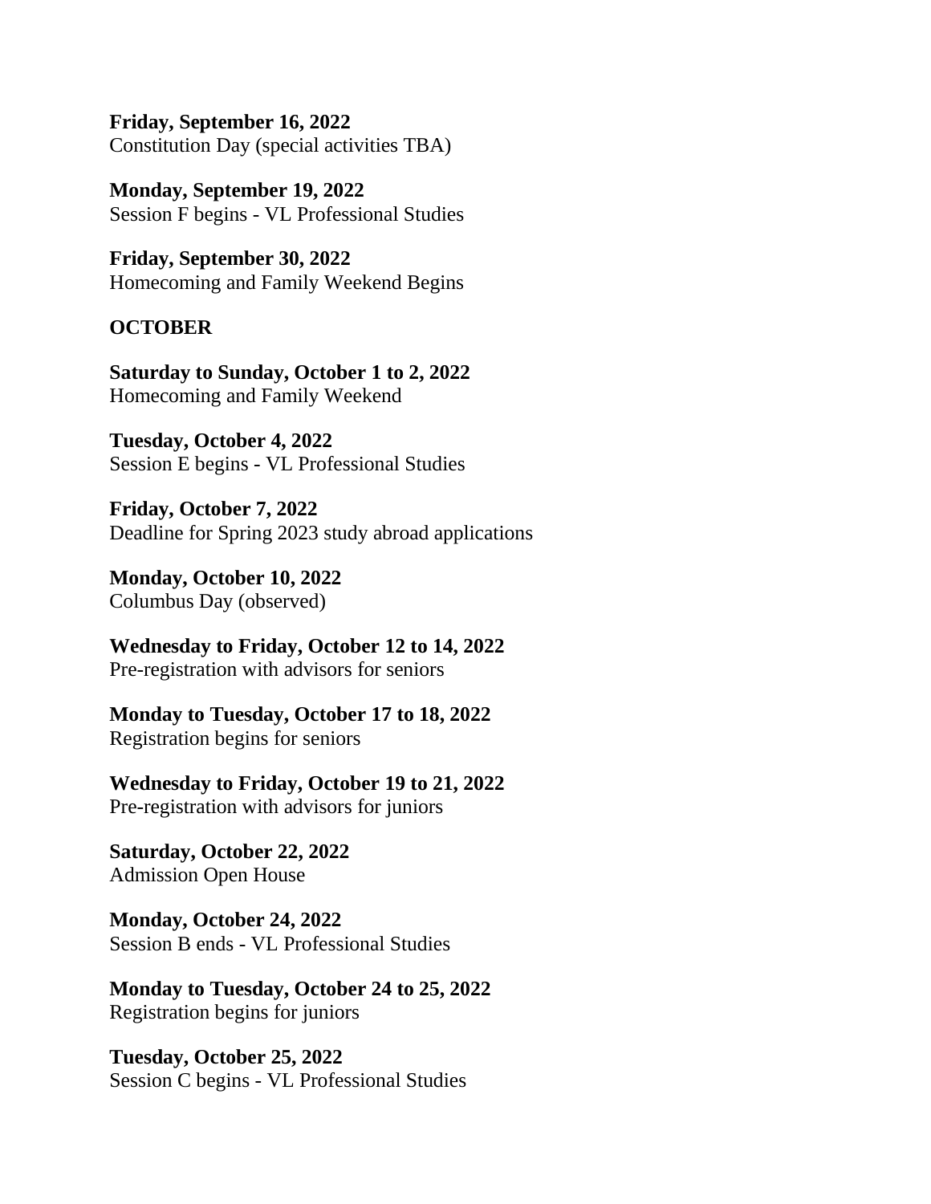**Friday, September 16, 2022**
Constitution Day (special activities TBA)

**Monday, September 19, 2022**
Session F begins - VL Professional Studies

**Friday, September 30, 2022**
Homecoming and Family Weekend Begins

## OCTOBER

**Saturday to Sunday, October 1 to 2, 2022**
Homecoming and Family Weekend

**Tuesday, October 4, 2022**
Session E begins - VL Professional Studies

**Friday, October 7, 2022**
Deadline for Spring 2023 study abroad applications

**Monday, October 10, 2022**
Columbus Day (observed)

**Wednesday to Friday, October 12 to 14, 2022**
Pre-registration with advisors for seniors

**Monday to Tuesday, October 17 to 18, 2022**
Registration begins for seniors

**Wednesday to Friday, October 19 to 21, 2022**
Pre-registration with advisors for juniors

**Saturday, October 22, 2022**
Admission Open House

**Monday, October 24, 2022**
Session B ends - VL Professional Studies

**Monday to Tuesday, October 24 to 25, 2022**
Registration begins for juniors

**Tuesday, October 25, 2022**
Session C begins - VL Professional Studies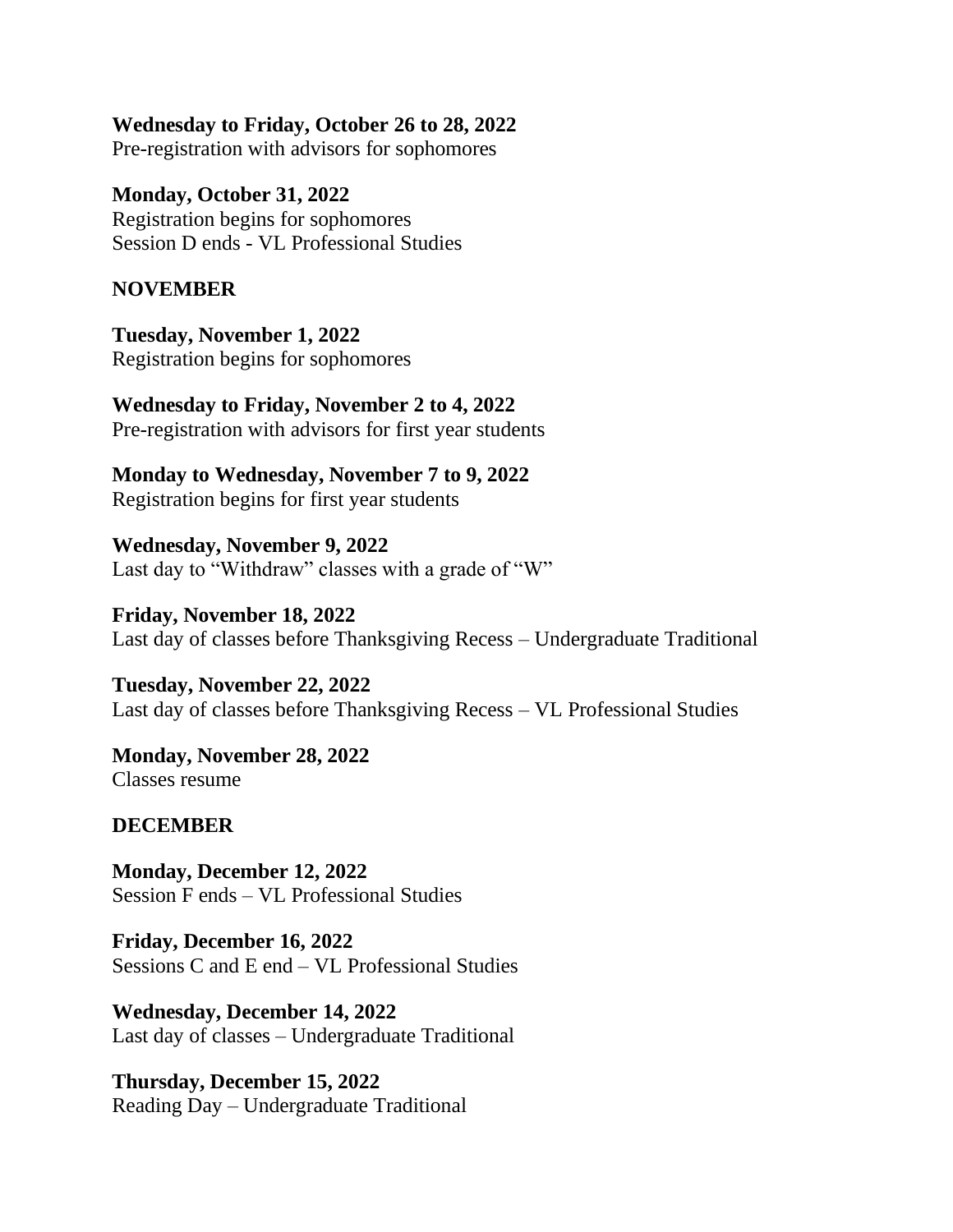**Wednesday to Friday, October 26 to 28, 2022**
Pre-registration with advisors for sophomores

**Monday, October 31, 2022**
Registration begins for sophomores
Session D ends - VL Professional Studies

**NOVEMBER**

**Tuesday, November 1, 2022**
Registration begins for sophomores

**Wednesday to Friday, November 2 to 4, 2022**
Pre-registration with advisors for first year students

**Monday to Wednesday, November 7 to 9, 2022**
Registration begins for first year students

**Wednesday, November 9, 2022**
Last day to "Withdraw" classes with a grade of "W"

**Friday, November 18, 2022**
Last day of classes before Thanksgiving Recess – Undergraduate Traditional

**Tuesday, November 22, 2022**
Last day of classes before Thanksgiving Recess – VL Professional Studies

**Monday, November 28, 2022**
Classes resume

**DECEMBER**

**Monday, December 12, 2022**
Session F ends – VL Professional Studies

**Friday, December 16, 2022**
Sessions C and E end – VL Professional Studies

**Wednesday, December 14, 2022**
Last day of classes – Undergraduate Traditional

**Thursday, December 15, 2022**
Reading Day – Undergraduate Traditional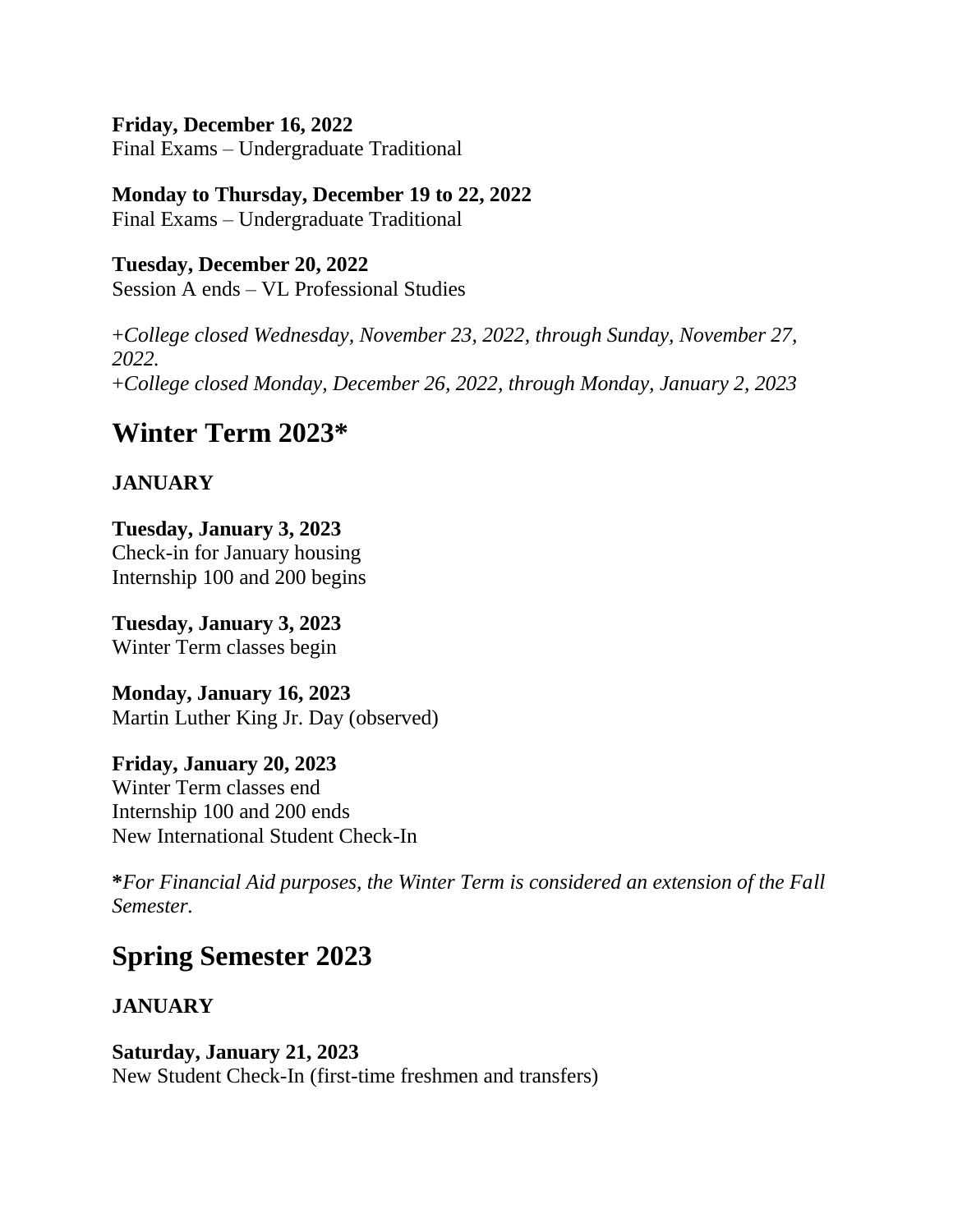**Friday, December 16, 2022**
Final Exams – Undergraduate Traditional

**Monday to Thursday, December 19 to 22, 2022**
Final Exams – Undergraduate Traditional

**Tuesday, December 20, 2022**
Session A ends – VL Professional Studies

+*College closed Wednesday, November 23, 2022, through Sunday, November 27, 2022.*
+*College closed Monday, December 26, 2022, through Monday, January 2, 2023*

## Winter Term 2023*

**JANUARY**

**Tuesday, January 3, 2023**
Check-in for January housing
Internship 100 and 200 begins

**Tuesday, January 3, 2023**
Winter Term classes begin

**Monday, January 16, 2023**
Martin Luther King Jr. Day (observed)

**Friday, January 20, 2023**
Winter Term classes end
Internship 100 and 200 ends
New International Student Check-In

***For Financial Aid purposes, the Winter Term is considered an extension of the Fall Semester.***

## Spring Semester 2023

**JANUARY**

**Saturday, January 21, 2023**
New Student Check-In (first-time freshmen and transfers)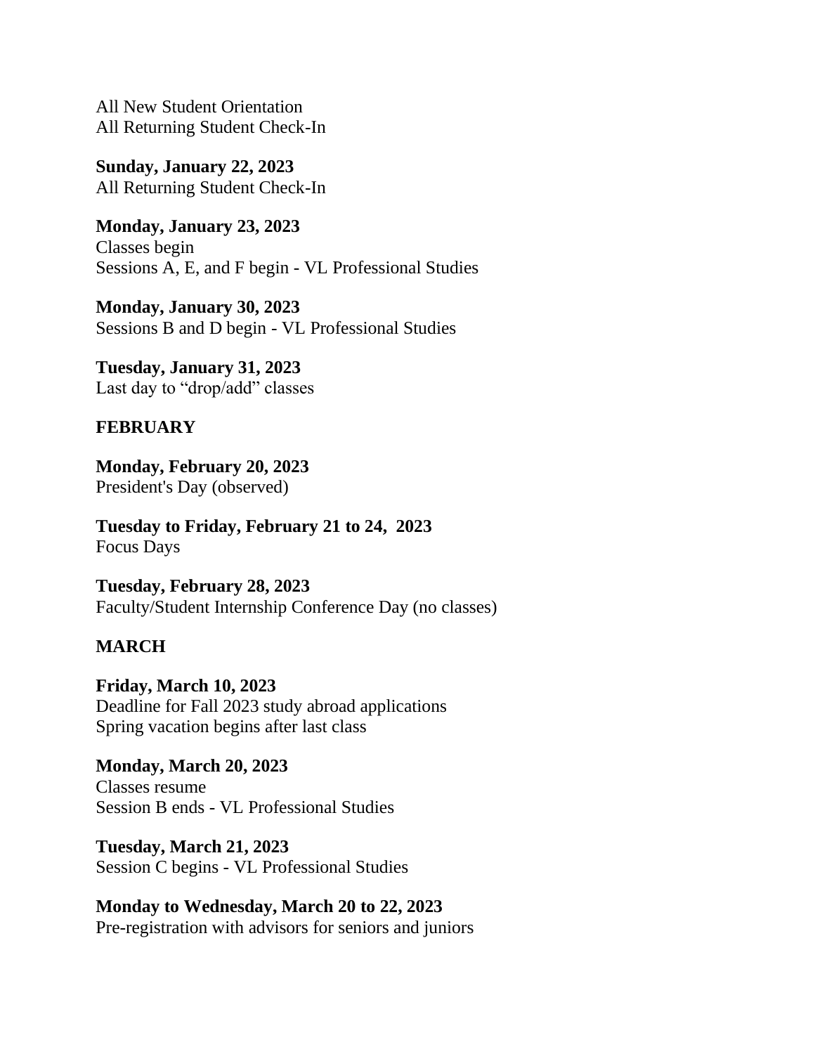All New Student Orientation
All Returning Student Check-In

**Sunday, January 22, 2023**
All Returning Student Check-In

**Monday, January 23, 2023**
Classes begin
Sessions A, E, and F begin - VL Professional Studies

**Monday, January 30, 2023**
Sessions B and D begin - VL Professional Studies

**Tuesday, January 31, 2023**
Last day to "drop/add" classes

**FEBRUARY**

**Monday, February 20, 2023**
President's Day (observed)

**Tuesday to Friday, February 21 to 24, 2023**
Focus Days

**Tuesday, February 28, 2023**
Faculty/Student Internship Conference Day (no classes)

**MARCH**

**Friday, March 10, 2023**
Deadline for Fall 2023 study abroad applications
Spring vacation begins after last class

**Monday, March 20, 2023**
Classes resume
Session B ends - VL Professional Studies

**Tuesday, March 21, 2023**
Session C begins - VL Professional Studies

**Monday to Wednesday, March 20 to 22, 2023**
Pre-registration with advisors for seniors and juniors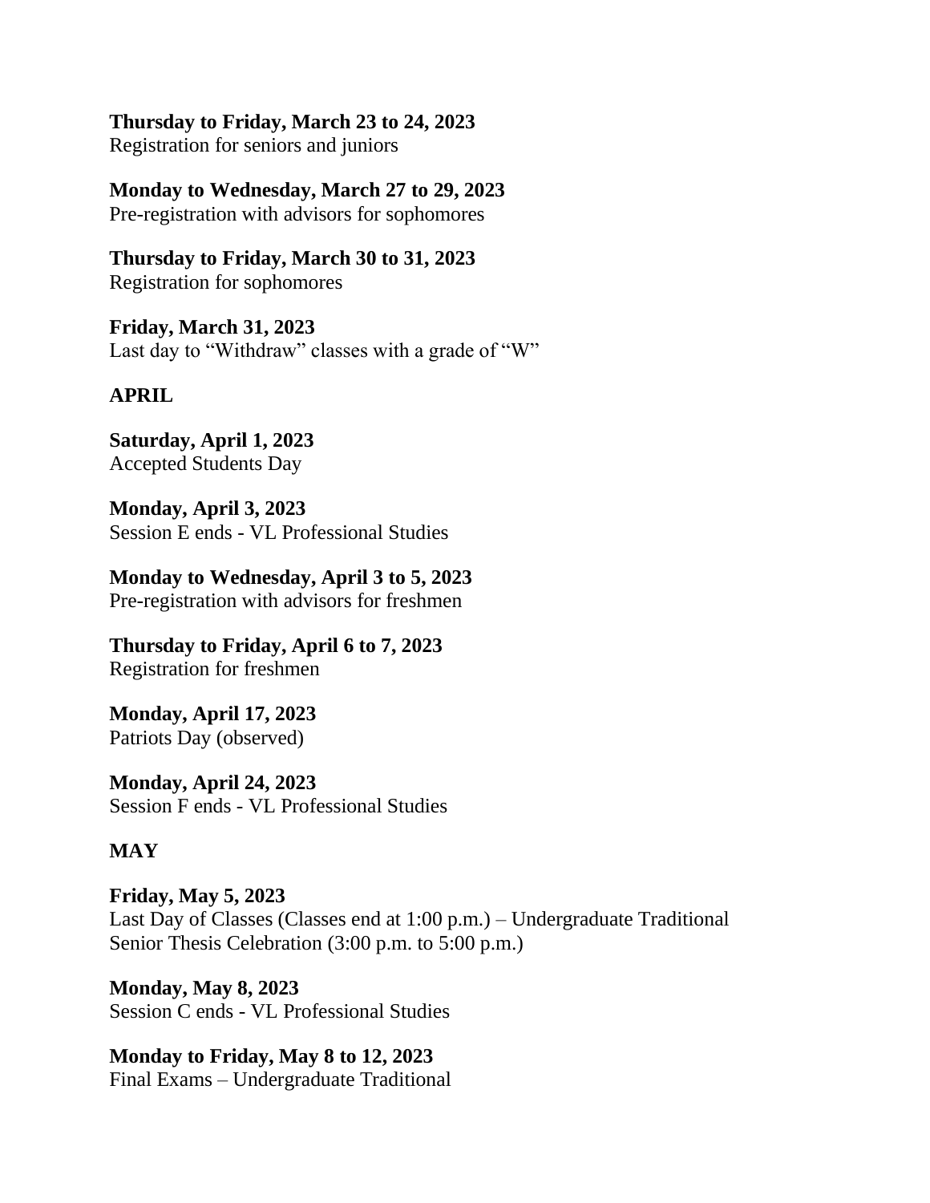**Thursday to Friday, March 23 to 24, 2023**
Registration for seniors and juniors

**Monday to Wednesday, March 27 to 29, 2023**
Pre-registration with advisors for sophomores

**Thursday to Friday, March 30 to 31, 2023**
Registration for sophomores

**Friday, March 31, 2023**
Last day to "Withdraw" classes with a grade of "W"

## APRIL

**Saturday, April 1, 2023**
Accepted Students Day

**Monday, April 3, 2023**
Session E ends - VL Professional Studies

**Monday to Wednesday, April 3 to 5, 2023**
Pre-registration with advisors for freshmen

**Thursday to Friday, April 6 to 7, 2023**
Registration for freshmen

**Monday, April 17, 2023**
Patriots Day (observed)

**Monday, April 24, 2023**
Session F ends - VL Professional Studies

## MAY

**Friday, May 5, 2023**
Last Day of Classes (Classes end at 1:00 p.m.) – Undergraduate Traditional
Senior Thesis Celebration (3:00 p.m. to 5:00 p.m.)

**Monday, May 8, 2023**
Session C ends - VL Professional Studies

**Monday to Friday, May 8 to 12, 2023**
Final Exams – Undergraduate Traditional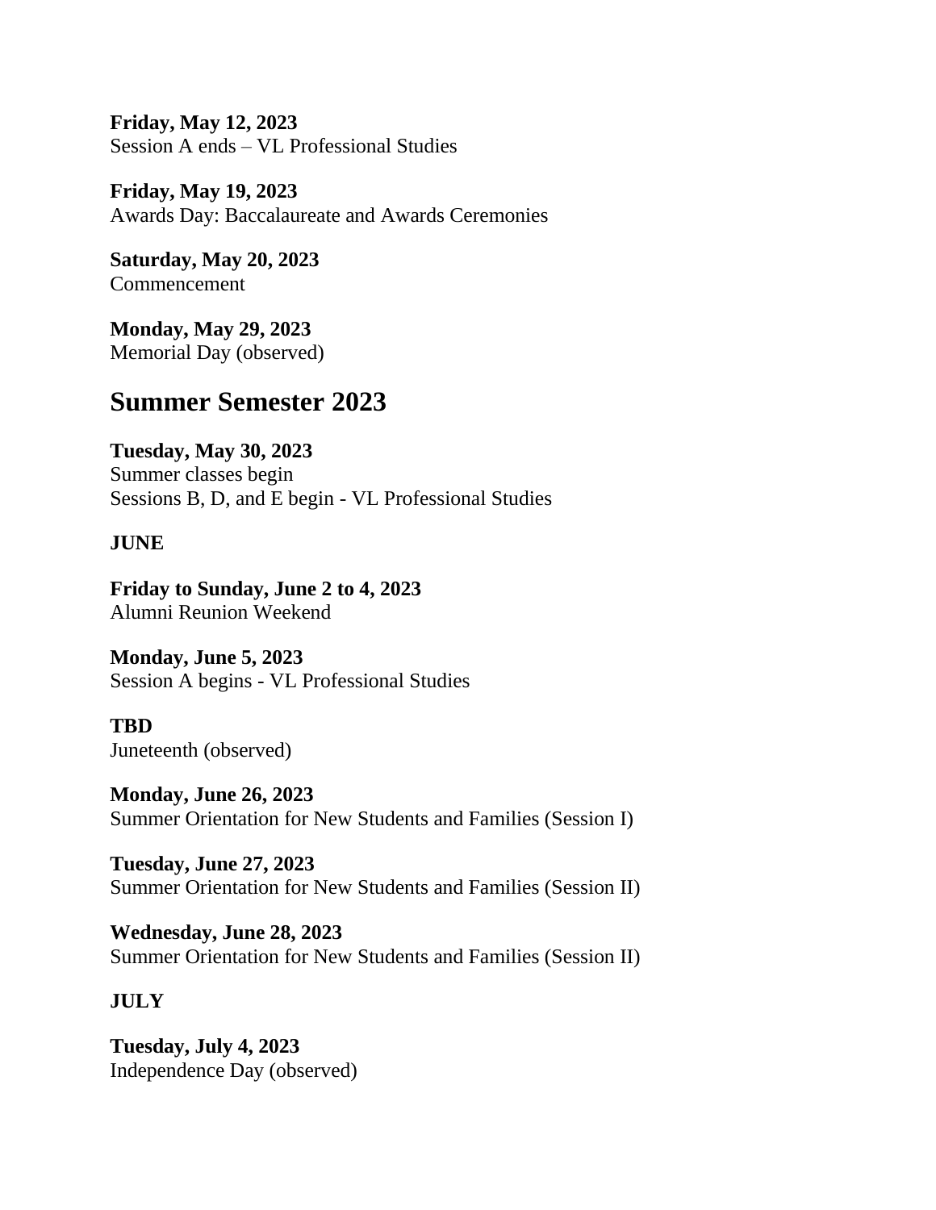**Friday, May 12, 2023**
Session A ends – VL Professional Studies

**Friday, May 19, 2023**
Awards Day: Baccalaureate and Awards Ceremonies

**Saturday, May 20, 2023**
Commencement

**Monday, May 29, 2023**
Memorial Day (observed)

## Summer Semester 2023

**Tuesday, May 30, 2023**
Summer classes begin
Sessions B, D, and E begin - VL Professional Studies

**JUNE**

**Friday to Sunday, June 2 to 4, 2023**
Alumni Reunion Weekend

**Monday, June 5, 2023**
Session A begins - VL Professional Studies

**TBD**
Juneteenth (observed)

**Monday, June 26, 2023**
Summer Orientation for New Students and Families (Session I)

**Tuesday, June 27, 2023**
Summer Orientation for New Students and Families (Session II)

**Wednesday, June 28, 2023**
Summer Orientation for New Students and Families (Session II)

**JULY**

**Tuesday, July 4, 2023**
Independence Day (observed)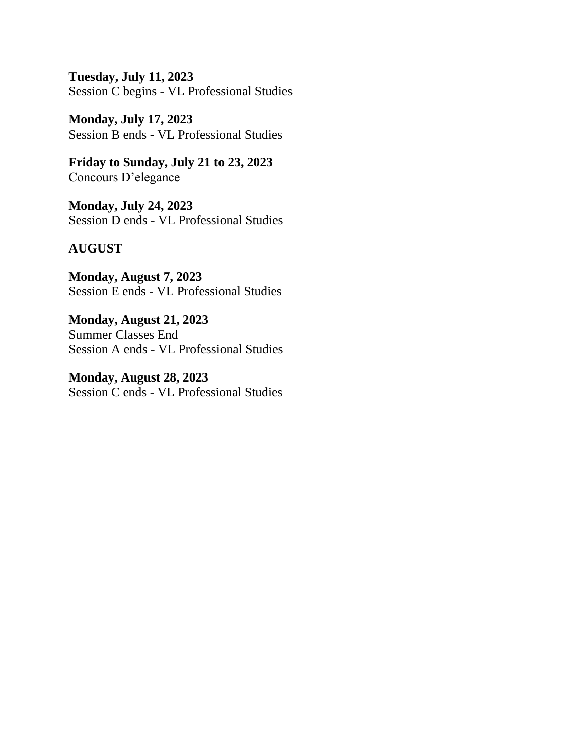**Tuesday, July 11, 2023**
Session C begins - VL Professional Studies

**Monday, July 17, 2023**
Session B ends - VL Professional Studies

**Friday to Sunday, July 21 to 23, 2023**
Concours D’elegance

**Monday, July 24, 2023**
Session D ends - VL Professional Studies

**AUGUST**

**Monday, August 7, 2023**
Session E ends - VL Professional Studies

**Monday, August 21, 2023**
Summer Classes End
Session A ends - VL Professional Studies

**Monday, August 28, 2023**
Session C ends - VL Professional Studies